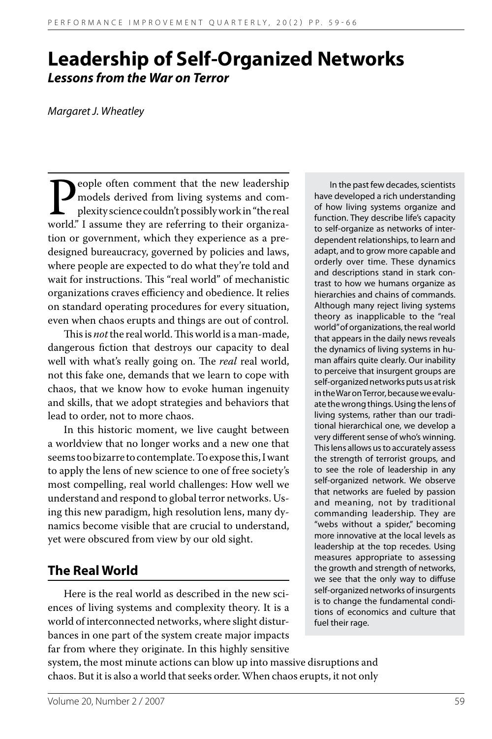# Leadership of Self-Organized Networks

***Lessons from the War on Terror***

*Margaret J. Wheatley*

In the past few decades, scientists have developed a rich understanding of how living systems organize and function. They describe life's capacity to self-organize as networks of interdependent relationships, to learn and adapt, and to grow more capable and orderly over time. These dynamics and descriptions stand in stark contrast to how we humans organize as hierarchies and chains of commands. Although many reject living systems theory as inapplicable to the "real world" of organizations, the real world that appears in the daily news reveals the dynamics of living systems in human affairs quite clearly. Our inability to perceive that insurgent groups are self-organized networks puts us at risk in the War on Terror, because we evaluate the wrong things. Using the lens of living systems, rather than our traditional hierarchical one, we develop a very different sense of who's winning. This lens allows us to accurately assess the strength of terrorist groups, and to see the role of leadership in any self-organized network. We observe that networks are fueled by passion and meaning, not by traditional commanding leadership. They are "webs without a spider," becoming more innovative at the local levels as leadership at the top recedes. Using measures appropriate to assessing the growth and strength of networks, we see that the only way to diffuse self-organized networks of insurgents is to change the fundamental conditions of economics and culture that fuel their rage.

People often comment that the new leadership models derived from living systems and complexity science couldn't possibly work in "the real world." I assume they are referring to their organization or government, which they experience as a predesigned bureaucracy, governed by policies and laws, where people are expected to do what they're told and wait for instructions. This "real world" of mechanistic organizations craves efficiency and obedience. It relies on standard operating procedures for every situation, even when chaos erupts and things are out of control.

This is *not* the real world. This world is a man-made, dangerous fiction that destroys our capacity to deal well with what's really going on. The *real* real world, not this fake one, demands that we learn to cope with chaos, that we know how to evoke human ingenuity and skills, that we adopt strategies and behaviors that lead to order, not to more chaos.

In this historic moment, we live caught between a worldview that no longer works and a new one that seems too bizarre to contemplate. To expose this, I want to apply the lens of new science to one of free society's most compelling, real world challenges: How well we understand and respond to global terror networks. Using this new paradigm, high resolution lens, many dynamics become visible that are crucial to understand, yet were obscured from view by our old sight.

## The Real World

Here is the real world as described in the new sciences of living systems and complexity theory. It is a world of interconnected networks, where slight disturbances in one part of the system create major impacts far from where they originate. In this highly sensitive system, the most minute actions can blow up into massive disruptions and chaos. But it is also a world that seeks order. When chaos erupts, it not only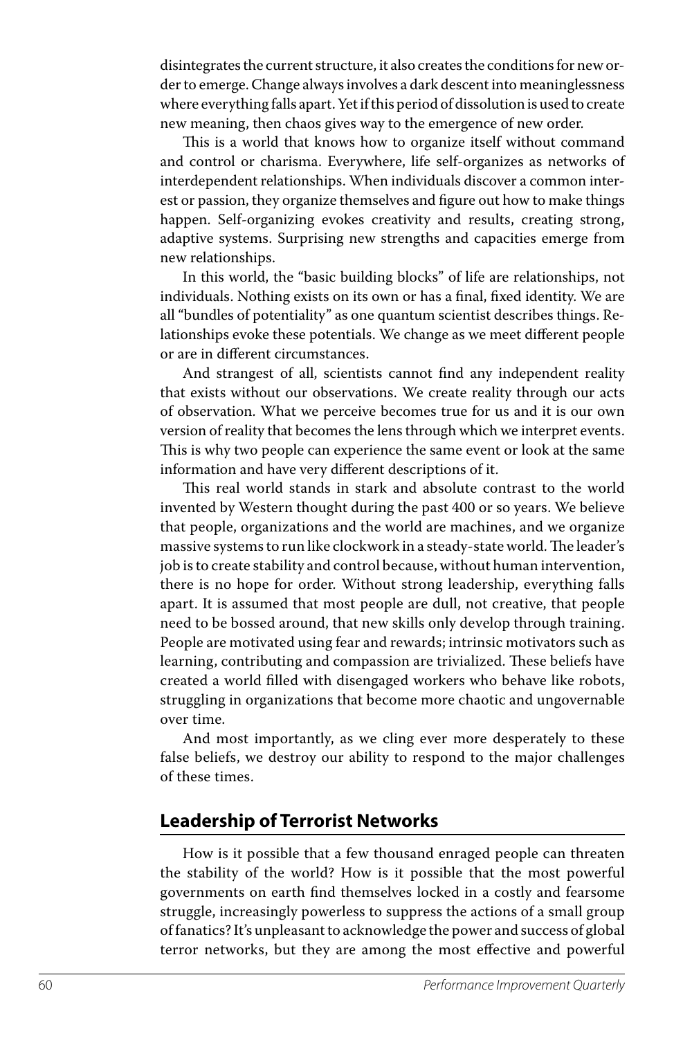disintegrates the current structure, it also creates the conditions for new order to emerge. Change always involves a dark descent into meaninglessness where everything falls apart. Yet if this period of dissolution is used to create new meaning, then chaos gives way to the emergence of new order.

This is a world that knows how to organize itself without command and control or charisma. Everywhere, life self-organizes as networks of interdependent relationships. When individuals discover a common interest or passion, they organize themselves and figure out how to make things happen. Self-organizing evokes creativity and results, creating strong, adaptive systems. Surprising new strengths and capacities emerge from new relationships.

In this world, the "basic building blocks" of life are relationships, not individuals. Nothing exists on its own or has a final, fixed identity. We are all "bundles of potentiality" as one quantum scientist describes things. Relationships evoke these potentials. We change as we meet different people or are in different circumstances.

And strangest of all, scientists cannot find any independent reality that exists without our observations. We create reality through our acts of observation. What we perceive becomes true for us and it is our own version of reality that becomes the lens through which we interpret events. This is why two people can experience the same event or look at the same information and have very different descriptions of it.

This real world stands in stark and absolute contrast to the world invented by Western thought during the past 400 or so years. We believe that people, organizations and the world are machines, and we organize massive systems to run like clockwork in a steady-state world. The leader's job is to create stability and control because, without human intervention, there is no hope for order. Without strong leadership, everything falls apart. It is assumed that most people are dull, not creative, that people need to be bossed around, that new skills only develop through training. People are motivated using fear and rewards; intrinsic motivators such as learning, contributing and compassion are trivialized. These beliefs have created a world filled with disengaged workers who behave like robots, struggling in organizations that become more chaotic and ungovernable over time.

And most importantly, as we cling ever more desperately to these false beliefs, we destroy our ability to respond to the major challenges of these times.

## Leadership of Terrorist Networks

How is it possible that a few thousand enraged people can threaten the stability of the world? How is it possible that the most powerful governments on earth find themselves locked in a costly and fearsome struggle, increasingly powerless to suppress the actions of a small group of fanatics? It's unpleasant to acknowledge the power and success of global terror networks, but they are among the most effective and powerful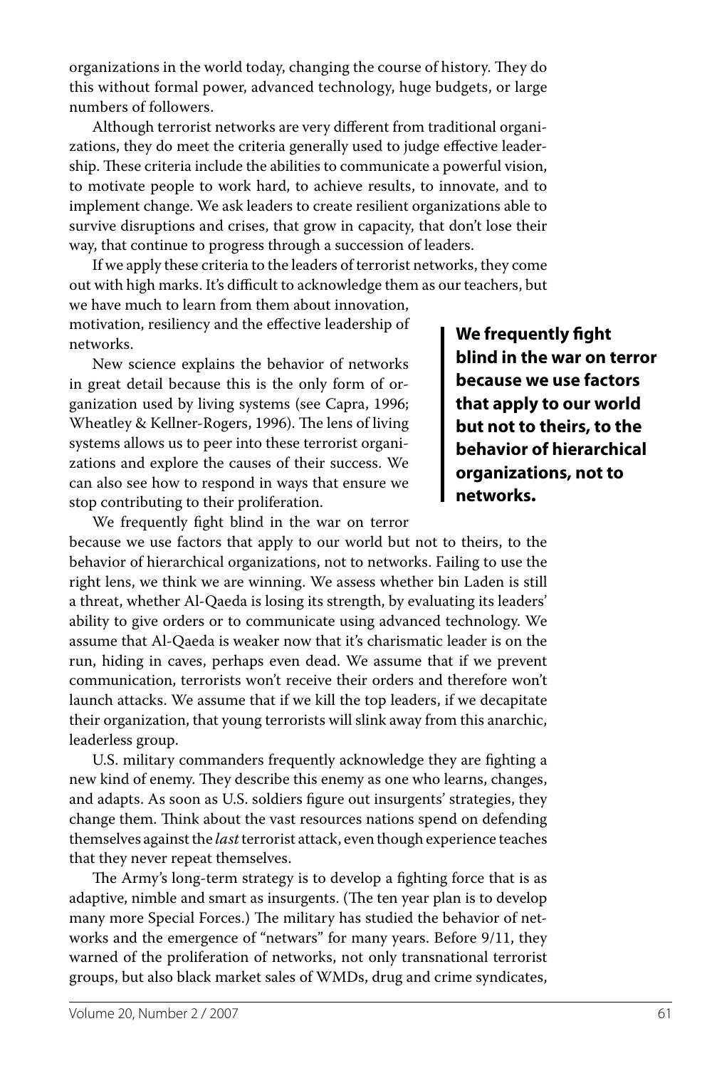organizations in the world today, changing the course of history. They do this without formal power, advanced technology, huge budgets, or large numbers of followers.

Although terrorist networks are very different from traditional organizations, they do meet the criteria generally used to judge effective leadership. These criteria include the abilities to communicate a powerful vision, to motivate people to work hard, to achieve results, to innovate, and to implement change. We ask leaders to create resilient organizations able to survive disruptions and crises, that grow in capacity, that don't lose their way, that continue to progress through a succession of leaders.

If we apply these criteria to the leaders of terrorist networks, they come out with high marks. It's difficult to acknowledge them as our teachers, but we have much to learn from them about innovation, motivation, resiliency and the effective leadership of networks.

New science explains the behavior of networks in great detail because this is the only form of organization used by living systems (see Capra, 1996; Wheatley & Kellner-Rogers, 1996). The lens of living systems allows us to peer into these terrorist organizations and explore the causes of their success. We can also see how to respond in ways that ensure we stop contributing to their proliferation.

**We frequently fight blind in the war on terror because we use factors that apply to our world but not to theirs, to the behavior of hierarchical organizations, not to networks.**

We frequently fight blind in the war on terror because we use factors that apply to our world but not to theirs, to the behavior of hierarchical organizations, not to networks. Failing to use the right lens, we think we are winning. We assess whether bin Laden is still a threat, whether Al-Qaeda is losing its strength, by evaluating its leaders' ability to give orders or to communicate using advanced technology. We assume that Al-Qaeda is weaker now that it's charismatic leader is on the run, hiding in caves, perhaps even dead. We assume that if we prevent communication, terrorists won't receive their orders and therefore won't launch attacks. We assume that if we kill the top leaders, if we decapitate their organization, that young terrorists will slink away from this anarchic, leaderless group.

U.S. military commanders frequently acknowledge they are fighting a new kind of enemy. They describe this enemy as one who learns, changes, and adapts. As soon as U.S. soldiers figure out insurgents' strategies, they change them. Think about the vast resources nations spend on defending themselves against the *last* terrorist attack, even though experience teaches that they never repeat themselves.

The Army's long-term strategy is to develop a fighting force that is as adaptive, nimble and smart as insurgents. (The ten year plan is to develop many more Special Forces.) The military has studied the behavior of networks and the emergence of "netwars" for many years. Before 9/11, they warned of the proliferation of networks, not only transnational terrorist groups, but also black market sales of WMDs, drug and crime syndicates,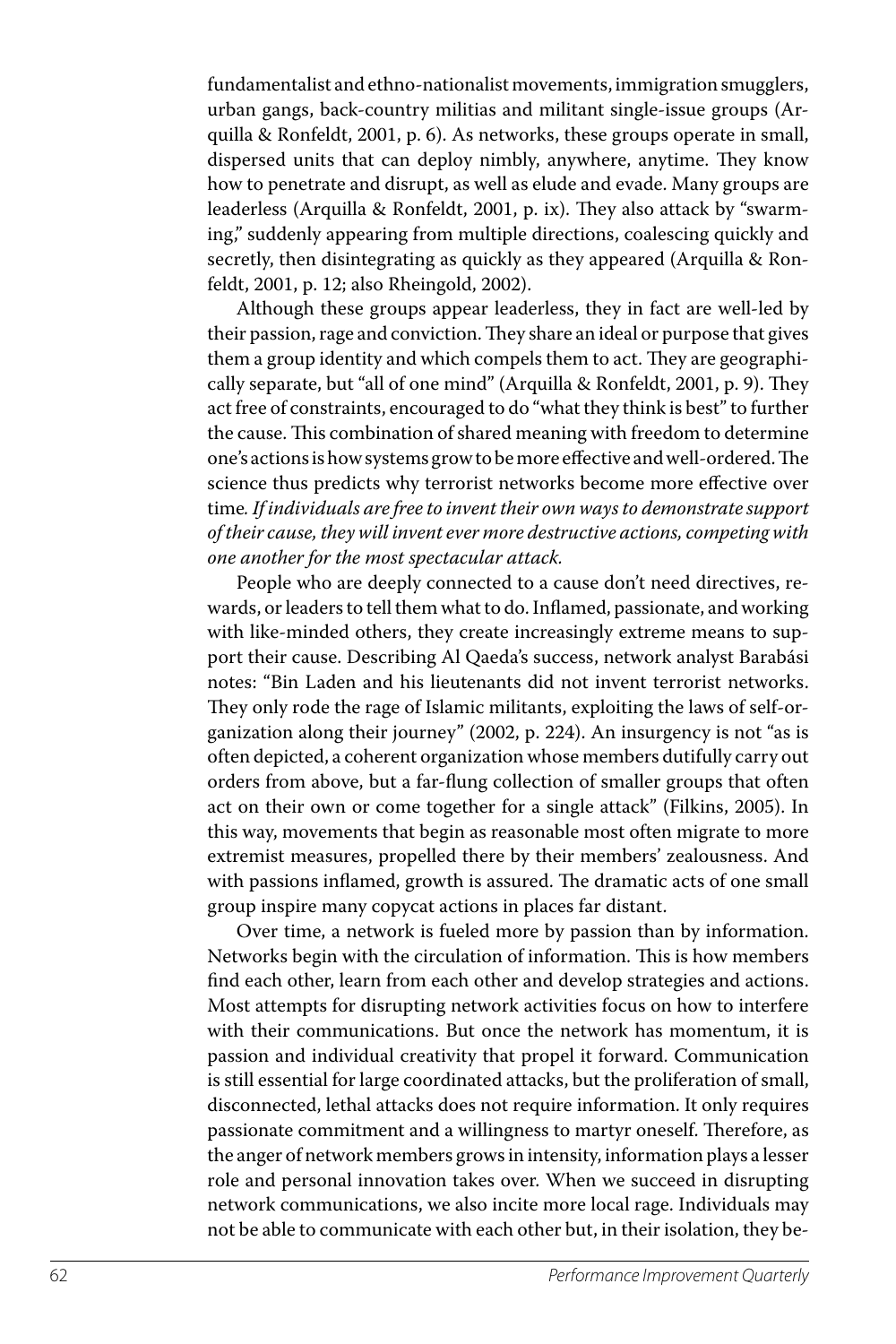fundamentalist and ethno-nationalist movements, immigration smugglers, urban gangs, back-country militias and militant single-issue groups (Arquilla & Ronfeldt, 2001, p. 6). As networks, these groups operate in small, dispersed units that can deploy nimbly, anywhere, anytime. They know how to penetrate and disrupt, as well as elude and evade. Many groups are leaderless (Arquilla & Ronfeldt, 2001, p. ix). They also attack by "swarming," suddenly appearing from multiple directions, coalescing quickly and secretly, then disintegrating as quickly as they appeared (Arquilla & Ronfeldt, 2001, p. 12; also Rheingold, 2002).

Although these groups appear leaderless, they in fact are well-led by their passion, rage and conviction. They share an ideal or purpose that gives them a group identity and which compels them to act. They are geographically separate, but "all of one mind" (Arquilla & Ronfeldt, 2001, p. 9). They act free of constraints, encouraged to do "what they think is best" to further the cause. This combination of shared meaning with freedom to determine one's actions is how systems grow to be more effective and well-ordered. The science thus predicts why terrorist networks become more effective over time*. If individuals are free to invent their own ways to demonstrate support of their cause, they will invent ever more destructive actions, competing with one another for the most spectacular attack.*

People who are deeply connected to a cause don't need directives, rewards, or leaders to tell them what to do. Inflamed, passionate, and working with like-minded others, they create increasingly extreme means to support their cause. Describing Al Qaeda's success, network analyst Barabási notes: "Bin Laden and his lieutenants did not invent terrorist networks. They only rode the rage of Islamic militants, exploiting the laws of self-organization along their journey" (2002, p. 224). An insurgency is not "as is often depicted, a coherent organization whose members dutifully carry out orders from above, but a far-flung collection of smaller groups that often act on their own or come together for a single attack" (Filkins, 2005). In this way, movements that begin as reasonable most often migrate to more extremist measures, propelled there by their members' zealousness. And with passions inflamed, growth is assured. The dramatic acts of one small group inspire many copycat actions in places far distant.

Over time, a network is fueled more by passion than by information. Networks begin with the circulation of information. This is how members find each other, learn from each other and develop strategies and actions. Most attempts for disrupting network activities focus on how to interfere with their communications. But once the network has momentum, it is passion and individual creativity that propel it forward. Communication is still essential for large coordinated attacks, but the proliferation of small, disconnected, lethal attacks does not require information. It only requires passionate commitment and a willingness to martyr oneself. Therefore, as the anger of network members grows in intensity, information plays a lesser role and personal innovation takes over. When we succeed in disrupting network communications, we also incite more local rage. Individuals may not be able to communicate with each other but, in their isolation, they be-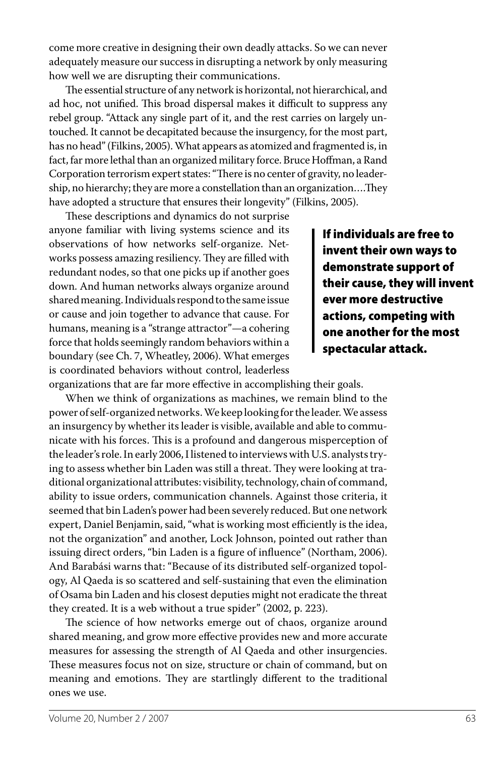come more creative in designing their own deadly attacks. So we can never adequately measure our success in disrupting a network by only measuring how well we are disrupting their communications.

The essential structure of any network is horizontal, not hierarchical, and ad hoc, not unified. This broad dispersal makes it difficult to suppress any rebel group. "Attack any single part of it, and the rest carries on largely untouched. It cannot be decapitated because the insurgency, for the most part, has no head" (Filkins, 2005). What appears as atomized and fragmented is, in fact, far more lethal than an organized military force. Bruce Hoffman, a Rand Corporation terrorism expert states: "There is no center of gravity, no leadership, no hierarchy; they are more a constellation than an organization….They have adopted a structure that ensures their longevity" (Filkins, 2005).

These descriptions and dynamics do not surprise anyone familiar with living systems science and its observations of how networks self-organize. Networks possess amazing resiliency. They are filled with redundant nodes, so that one picks up if another goes down. And human networks always organize around shared meaning. Individuals respond to the same issue or cause and join together to advance that cause. For humans, meaning is a "strange attractor"—a cohering force that holds seemingly random behaviors within a boundary (see Ch. 7, Wheatley, 2006). What emerges is coordinated behaviors without control, leaderless organizations that are far more effective in accomplishing their goals.

> **If individuals are free to invent their own ways to demonstrate support of their cause, they will invent ever more destructive actions, competing with one another for the most spectacular attack.**

When we think of organizations as machines, we remain blind to the power of self-organized networks. We keep looking for the leader. We assess an insurgency by whether its leader is visible, available and able to communicate with his forces. This is a profound and dangerous misperception of the leader's role. In early 2006, I listened to interviews with U.S. analysts trying to assess whether bin Laden was still a threat. They were looking at traditional organizational attributes: visibility, technology, chain of command, ability to issue orders, communication channels. Against those criteria, it seemed that bin Laden's power had been severely reduced. But one network expert, Daniel Benjamin, said, "what is working most efficiently is the idea, not the organization" and another, Lock Johnson, pointed out rather than issuing direct orders, "bin Laden is a figure of influence" (Northam, 2006). And Barabási warns that: "Because of its distributed self-organized topology, Al Qaeda is so scattered and self-sustaining that even the elimination of Osama bin Laden and his closest deputies might not eradicate the threat they created. It is a web without a true spider" (2002, p. 223).

The science of how networks emerge out of chaos, organize around shared meaning, and grow more effective provides new and more accurate measures for assessing the strength of Al Qaeda and other insurgencies. These measures focus not on size, structure or chain of command, but on meaning and emotions. They are startlingly different to the traditional ones we use.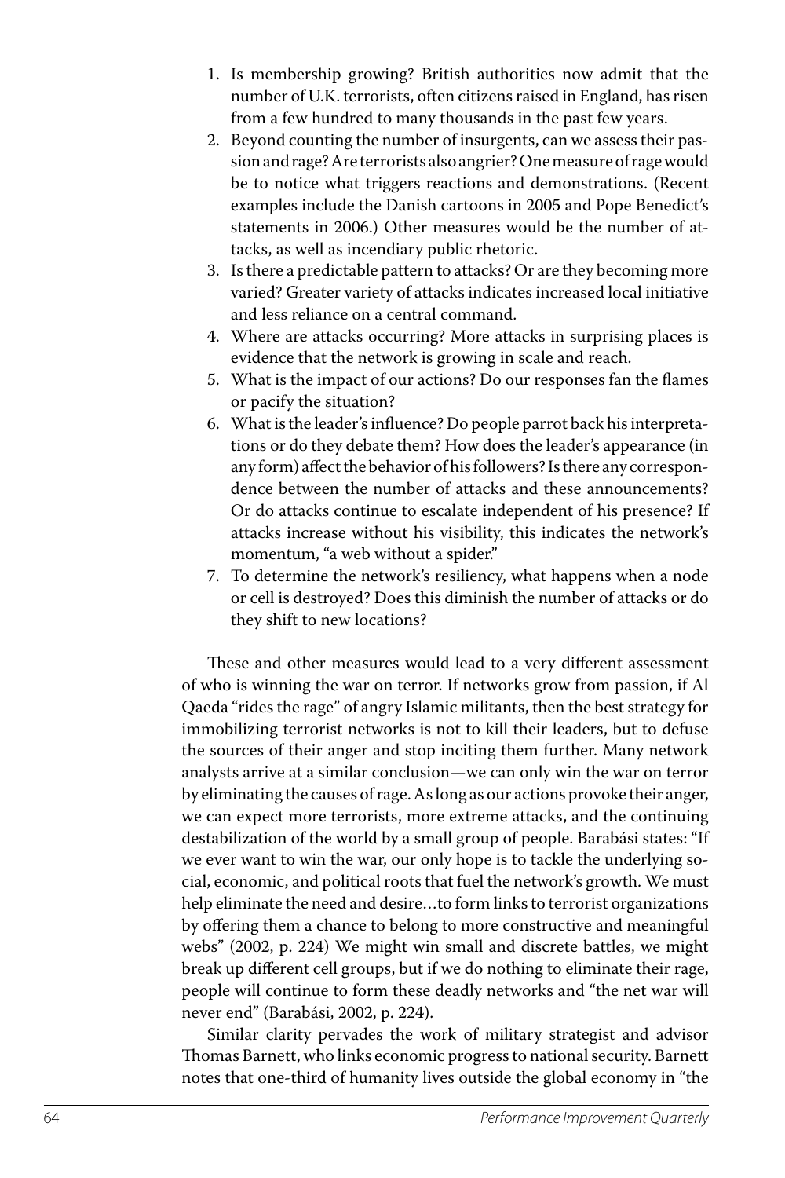1. Is membership growing? British authorities now admit that the number of U.K. terrorists, often citizens raised in England, has risen from a few hundred to many thousands in the past few years.
2. Beyond counting the number of insurgents, can we assess their passion and rage? Are terrorists also angrier? One measure of rage would be to notice what triggers reactions and demonstrations. (Recent examples include the Danish cartoons in 2005 and Pope Benedict's statements in 2006.) Other measures would be the number of attacks, as well as incendiary public rhetoric.
3. Is there a predictable pattern to attacks? Or are they becoming more varied? Greater variety of attacks indicates increased local initiative and less reliance on a central command.
4. Where are attacks occurring? More attacks in surprising places is evidence that the network is growing in scale and reach.
5. What is the impact of our actions? Do our responses fan the flames or pacify the situation?
6. What is the leader's influence? Do people parrot back his interpretations or do they debate them? How does the leader's appearance (in any form) affect the behavior of his followers? Is there any correspondence between the number of attacks and these announcements? Or do attacks continue to escalate independent of his presence? If attacks increase without his visibility, this indicates the network's momentum, "a web without a spider."
7. To determine the network's resiliency, what happens when a node or cell is destroyed? Does this diminish the number of attacks or do they shift to new locations?

These and other measures would lead to a very different assessment of who is winning the war on terror. If networks grow from passion, if Al Qaeda "rides the rage" of angry Islamic militants, then the best strategy for immobilizing terrorist networks is not to kill their leaders, but to defuse the sources of their anger and stop inciting them further. Many network analysts arrive at a similar conclusion—we can only win the war on terror by eliminating the causes of rage. As long as our actions provoke their anger, we can expect more terrorists, more extreme attacks, and the continuing destabilization of the world by a small group of people. Barabási states: "If we ever want to win the war, our only hope is to tackle the underlying social, economic, and political roots that fuel the network's growth. We must help eliminate the need and desire…to form links to terrorist organizations by offering them a chance to belong to more constructive and meaningful webs" (2002, p. 224) We might win small and discrete battles, we might break up different cell groups, but if we do nothing to eliminate their rage, people will continue to form these deadly networks and "the net war will never end" (Barabási, 2002, p. 224).

Similar clarity pervades the work of military strategist and advisor Thomas Barnett, who links economic progress to national security. Barnett notes that one-third of humanity lives outside the global economy in "the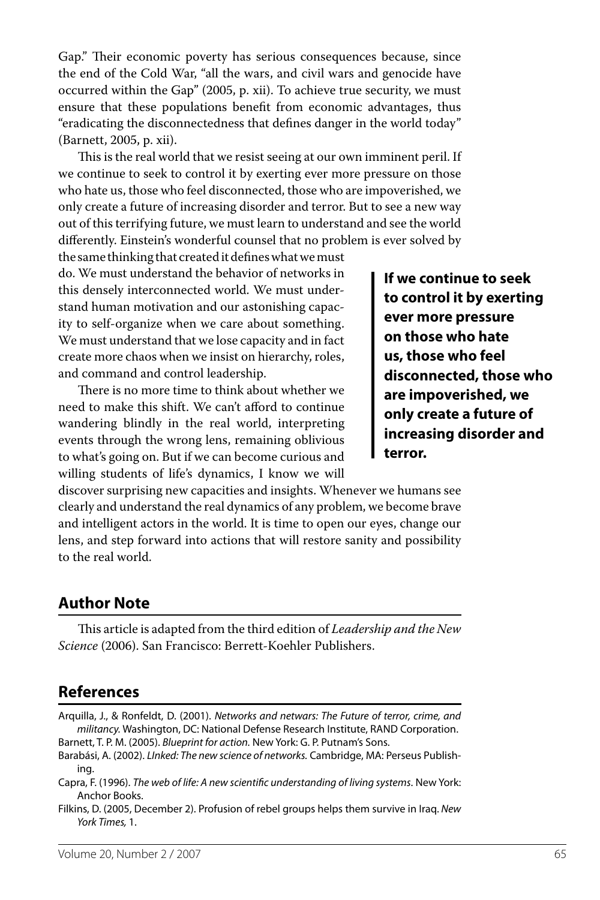Gap." Their economic poverty has serious consequences because, since the end of the Cold War, "all the wars, and civil wars and genocide have occurred within the Gap" (2005, p. xii). To achieve true security, we must ensure that these populations benefit from economic advantages, thus "eradicating the disconnectedness that defines danger in the world today" (Barnett, 2005, p. xii).

This is the real world that we resist seeing at our own imminent peril. If we continue to seek to control it by exerting ever more pressure on those who hate us, those who feel disconnected, those who are impoverished, we only create a future of increasing disorder and terror. But to see a new way out of this terrifying future, we must learn to understand and see the world differently. Einstein's wonderful counsel that no problem is ever solved by the same thinking that created it defines what we must do. We must understand the behavior of networks in this densely interconnected world. We must understand human motivation and our astonishing capacity to self-organize when we care about something. We must understand that we lose capacity and in fact create more chaos when we insist on hierarchy, roles, and command and control leadership.

**If we continue to seek to control it by exerting ever more pressure on those who hate us, those who feel disconnected, those who are impoverished, we only create a future of increasing disorder and terror.**

There is no more time to think about whether we need to make this shift. We can't afford to continue wandering blindly in the real world, interpreting events through the wrong lens, remaining oblivious to what's going on. But if we can become curious and willing students of life's dynamics, I know we will discover surprising new capacities and insights. Whenever we humans see clearly and understand the real dynamics of any problem, we become brave and intelligent actors in the world. It is time to open our eyes, change our lens, and step forward into actions that will restore sanity and possibility to the real world.

## Author Note

This article is adapted from the third edition of *Leadership and the New Science* (2006). San Francisco: Berrett-Koehler Publishers.

## References

Arquilla, J., & Ronfeldt, D. (2001). *Networks and netwars: The Future of terror, crime, and militancy.* Washington, DC: National Defense Research Institute, RAND Corporation.

Barnett, T. P. M. (2005). *Blueprint for action.* New York: G. P. Putnam's Sons.

Barabási, A. (2002). *LInked: The new science of networks.* Cambridge, MA: Perseus Publishing.

Capra, F. (1996). *The web of life: A new scientific understanding of living systems*. New York: Anchor Books.

Filkins, D. (2005, December 2). Profusion of rebel groups helps them survive in Iraq. *New York Times,* 1.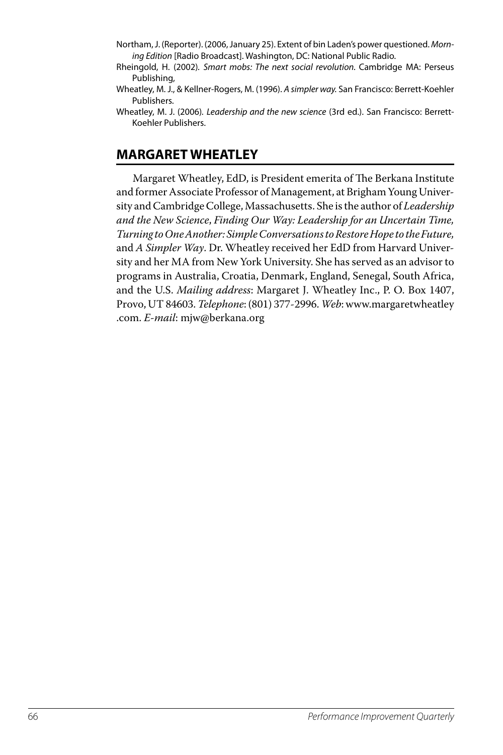Northam, J. (Reporter). (2006, January 25). Extent of bin Laden's power questioned. *Morning Edition* [Radio Broadcast]. Washington, DC: National Public Radio.

Rheingold, H. (2002). *Smart mobs: The next social revolution*. Cambridge MA: Perseus Publishing,

Wheatley, M. J., & Kellner-Rogers, M. (1996). *A simpler way.* San Francisco: Berrett-Koehler Publishers.

Wheatley, M. J. (2006). *Leadership and the new science* (3rd ed.). San Francisco: Berrett-Koehler Publishers.

## MARGARET WHEATLEY

Margaret Wheatley, EdD, is President emerita of The Berkana Institute and former Associate Professor of Management, at Brigham Young University and Cambridge College, Massachusetts. She is the author of *Leadership and the New Science*, *Finding Our Way: Leadership for an Uncertain Time, Turning to One Another: Simple Conversations to Restore Hope to the Future,* and *A Simpler Way*. Dr. Wheatley received her EdD from Harvard University and her MA from New York University. She has served as an advisor to programs in Australia, Croatia, Denmark, England, Senegal, South Africa, and the U.S. *Mailing address*: Margaret J. Wheatley Inc., P. O. Box 1407, Provo, UT 84603. *Telephone*: (801) 377-2996. *Web*: www.margaretwheatley.com. *E-mail*: mjw@berkana.org